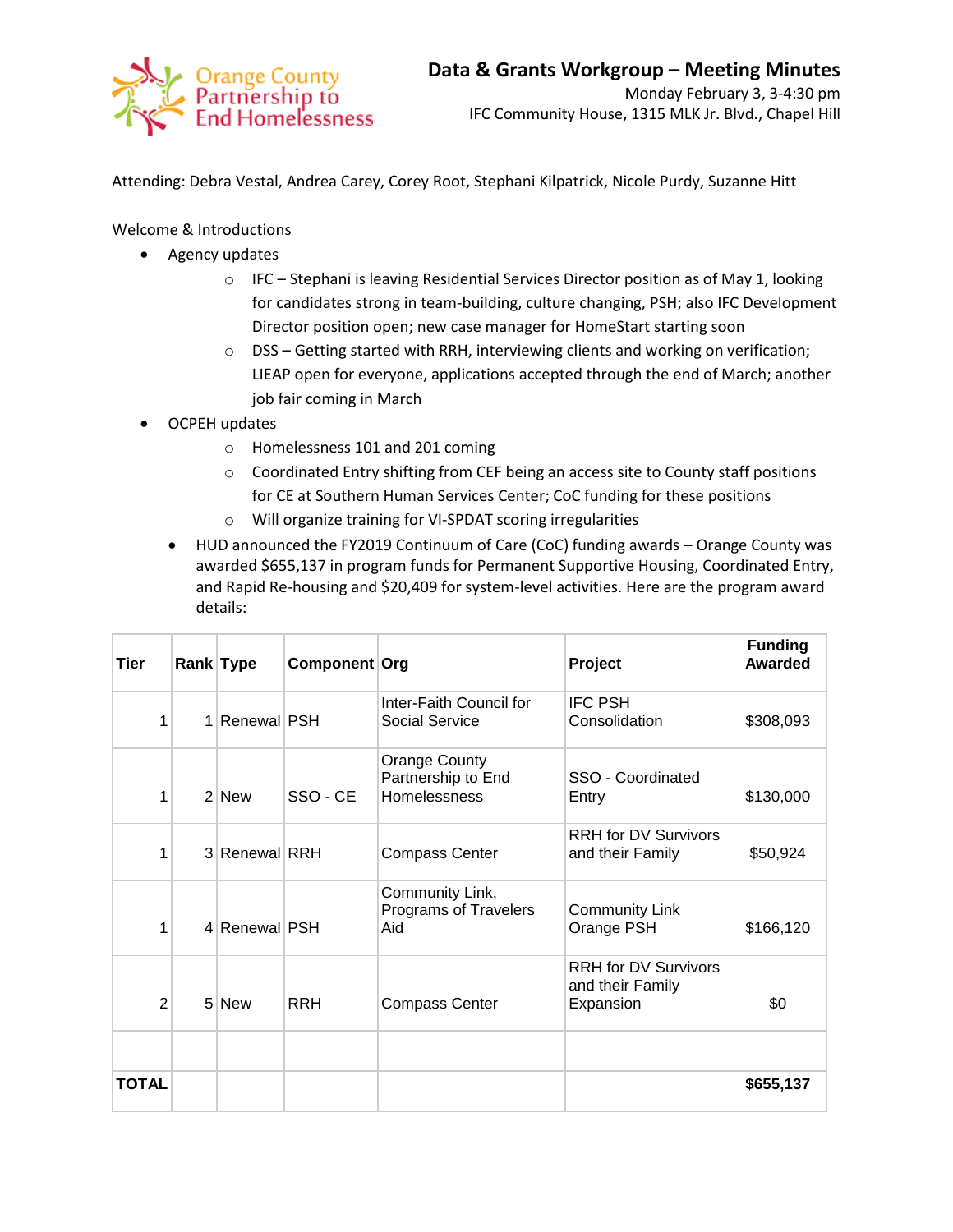Orange County Partnership to End Homelessness

# Data & Grants Workgroup – Meeting Minutes

Monday February 3, 3-4:30 pm
IFC Community House, 1315 MLK Jr. Blvd., Chapel Hill

Attending: Debra Vestal, Andrea Carey, Corey Root, Stephani Kilpatrick, Nicole Purdy, Suzanne Hitt

Welcome & Introductions

- Agency updates
  - IFC – Stephani is leaving Residential Services Director position as of May 1, looking for candidates strong in team-building, culture changing, PSH; also IFC Development Director position open; new case manager for HomeStart starting soon
  - DSS – Getting started with RRH, interviewing clients and working on verification; LIEAP open for everyone, applications accepted through the end of March; another job fair coming in March
- OCPEH updates
  - Homelessness 101 and 201 coming
  - Coordinated Entry shifting from CEF being an access site to County staff positions for CE at Southern Human Services Center; CoC funding for these positions
  - Will organize training for VI-SPDAT scoring irregularities
- HUD announced the FY2019 Continuum of Care (CoC) funding awards – Orange County was awarded $655,137 in program funds for Permanent Supportive Housing, Coordinated Entry, and Rapid Re-housing and $20,409 for system-level activities. Here are the program award details:

| Tier | Rank | Type | Component | Org | Project | Funding Awarded |
|---|---|---|---|---|---|---|
| 1 | 1 | Renewal | PSH | Inter-Faith Council for Social Service | IFC PSH Consolidation | $308,093 |
| 1 | 2 | New | SSO - CE | Orange County Partnership to End Homelessness | SSO - Coordinated Entry | $130,000 |
| 1 | 3 | Renewal | RRH | Compass Center | RRH for DV Survivors and their Family | $50,924 |
| 1 | 4 | Renewal | PSH | Community Link, Programs of Travelers Aid | Community Link Orange PSH | $166,120 |
| 2 | 5 | New | RRH | Compass Center | RRH for DV Survivors and their Family Expansion | $0 |
| | | | | | | |
| **TOTAL** | | | | | | **$655,137** |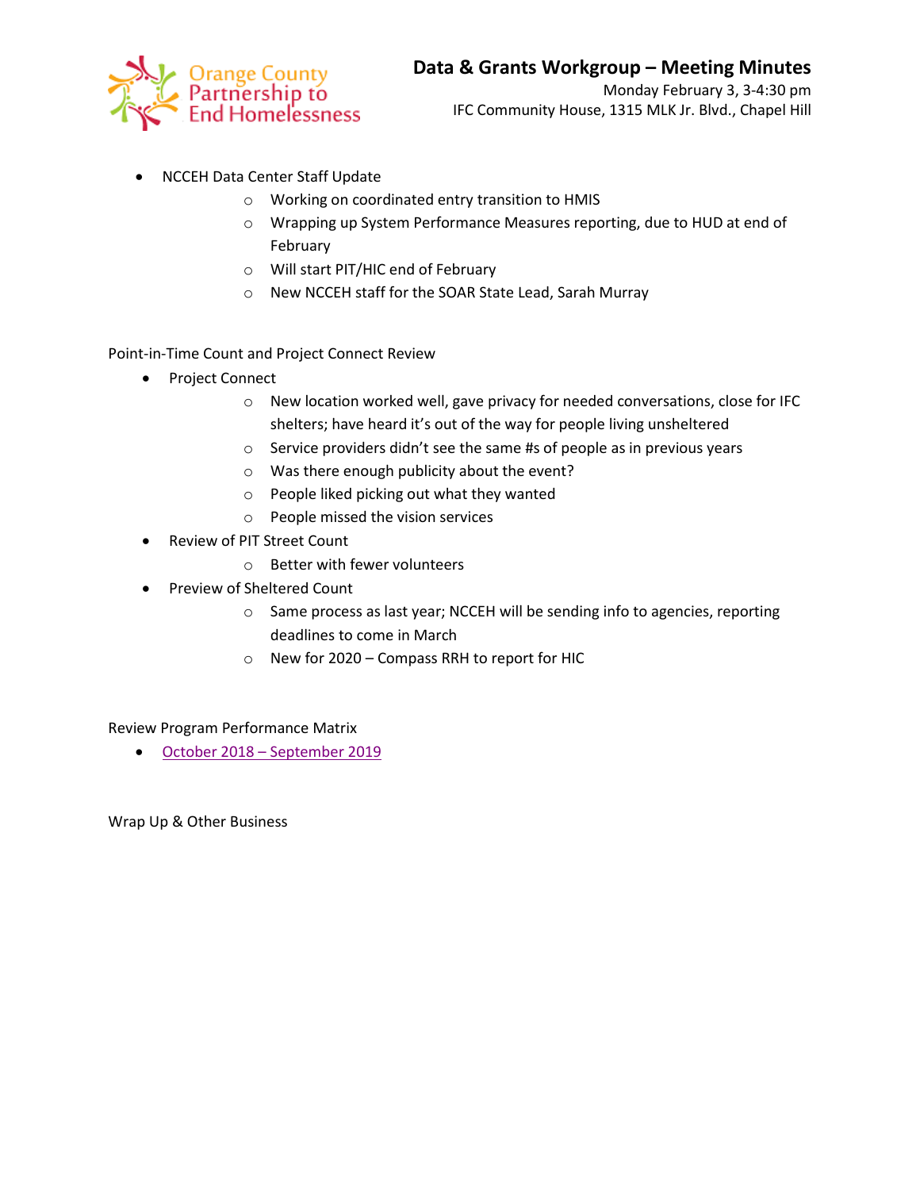# Data & Grants Workgroup – Meeting Minutes

Monday February 3, 3-4:30 pm
IFC Community House, 1315 MLK Jr. Blvd., Chapel Hill

- NCCEH Data Center Staff Update
  - Working on coordinated entry transition to HMIS
  - Wrapping up System Performance Measures reporting, due to HUD at end of February
  - Will start PIT/HIC end of February
  - New NCCEH staff for the SOAR State Lead, Sarah Murray

Point-in-Time Count and Project Connect Review

- Project Connect
  - New location worked well, gave privacy for needed conversations, close for IFC shelters; have heard it's out of the way for people living unsheltered
  - Service providers didn't see the same #s of people as in previous years
  - Was there enough publicity about the event?
  - People liked picking out what they wanted
  - People missed the vision services
- Review of PIT Street Count
  - Better with fewer volunteers
- Preview of Sheltered Count
  - Same process as last year; NCCEH will be sending info to agencies, reporting deadlines to come in March
  - New for 2020 – Compass RRH to report for HIC

Review Program Performance Matrix

- October 2018 – September 2019

Wrap Up & Other Business